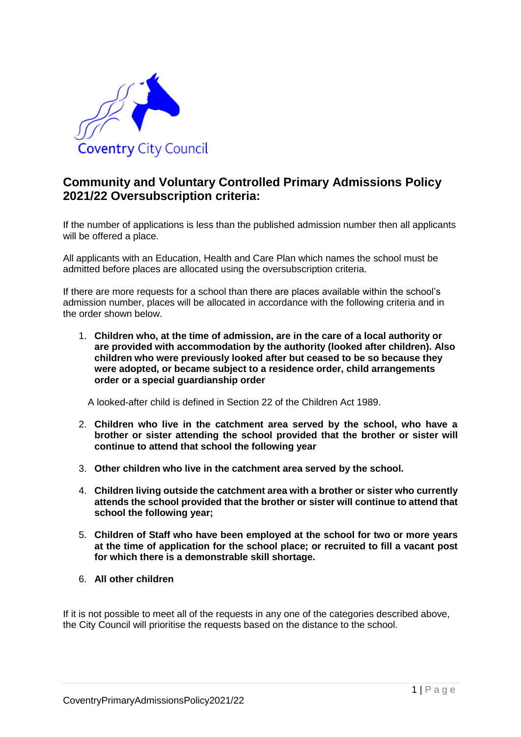# Community and Voluntary Controlled Primary Admissions Policy 2021/22 Oversubscription criteria:

If the number of applications is less than the published admission number then all applicants will be offered a place.

All applicants with an Education, Health and Care Plan which names the school must be admitted before places are allocated using the oversubscription criteria.

If there are more requests for a school than there are places available within the school's admission number, places will be allocated in accordance with the following criteria and in the order shown below.

1. **Children who, at the time of admission, are in the care of a local authority or are provided with accommodation by the authority (looked after children). Also children who were previously looked after but ceased to be so because they were adopted, or became subject to a residence order, child arrangements order or a special guardianship order**

   A looked-after child is defined in Section 22 of the Children Act 1989.

2. **Children who live in the catchment area served by the school, who have a brother or sister attending the school provided that the brother or sister will continue to attend that school the following year**

3. **Other children who live in the catchment area served by the school.**

4. **Children living outside the catchment area with a brother or sister who currently attends the school provided that the brother or sister will continue to attend that school the following year;**

5. **Children of Staff who have been employed at the school for two or more years at the time of application for the school place; or recruited to fill a vacant post for which there is a demonstrable skill shortage.**

6. **All other children**

If it is not possible to meet all of the requests in any one of the categories described above, the City Council will prioritise the requests based on the distance to the school.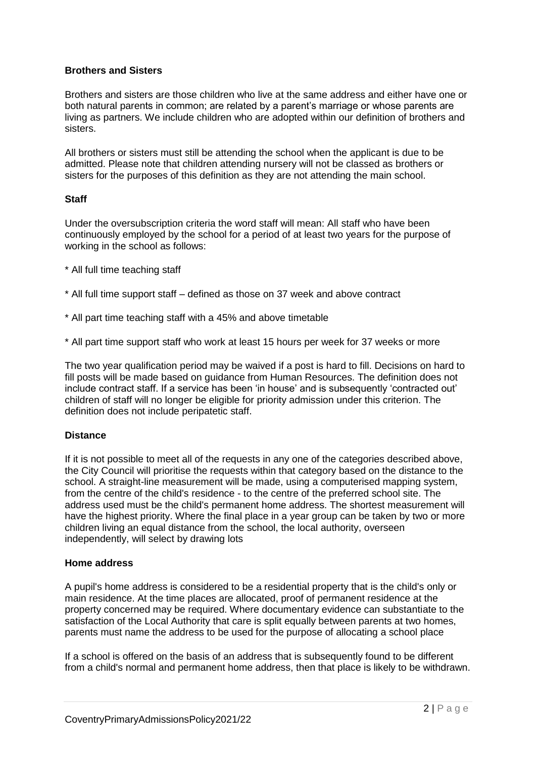**Brothers and Sisters**

Brothers and sisters are those children who live at the same address and either have one or both natural parents in common; are related by a parent's marriage or whose parents are living as partners. We include children who are adopted within our definition of brothers and sisters.

All brothers or sisters must still be attending the school when the applicant is due to be admitted. Please note that children attending nursery will not be classed as brothers or sisters for the purposes of this definition as they are not attending the main school.

**Staff**

Under the oversubscription criteria the word staff will mean: All staff who have been continuously employed by the school for a period of at least two years for the purpose of working in the school as follows:

* All full time teaching staff
* All full time support staff – defined as those on 37 week and above contract
* All part time teaching staff with a 45% and above timetable
* All part time support staff who work at least 15 hours per week for 37 weeks or more

The two year qualification period may be waived if a post is hard to fill. Decisions on hard to fill posts will be made based on guidance from Human Resources. The definition does not include contract staff. If a service has been 'in house' and is subsequently 'contracted out' children of staff will no longer be eligible for priority admission under this criterion. The definition does not include peripatetic staff.

**Distance**

If it is not possible to meet all of the requests in any one of the categories described above, the City Council will prioritise the requests within that category based on the distance to the school. A straight-line measurement will be made, using a computerised mapping system, from the centre of the child's residence - to the centre of the preferred school site. The address used must be the child's permanent home address. The shortest measurement will have the highest priority. Where the final place in a year group can be taken by two or more children living an equal distance from the school, the local authority, overseen independently, will select by drawing lots

**Home address**

A pupil's home address is considered to be a residential property that is the child's only or main residence. At the time places are allocated, proof of permanent residence at the property concerned may be required. Where documentary evidence can substantiate to the satisfaction of the Local Authority that care is split equally between parents at two homes, parents must name the address to be used for the purpose of allocating a school place

If a school is offered on the basis of an address that is subsequently found to be different from a child's normal and permanent home address, then that place is likely to be withdrawn.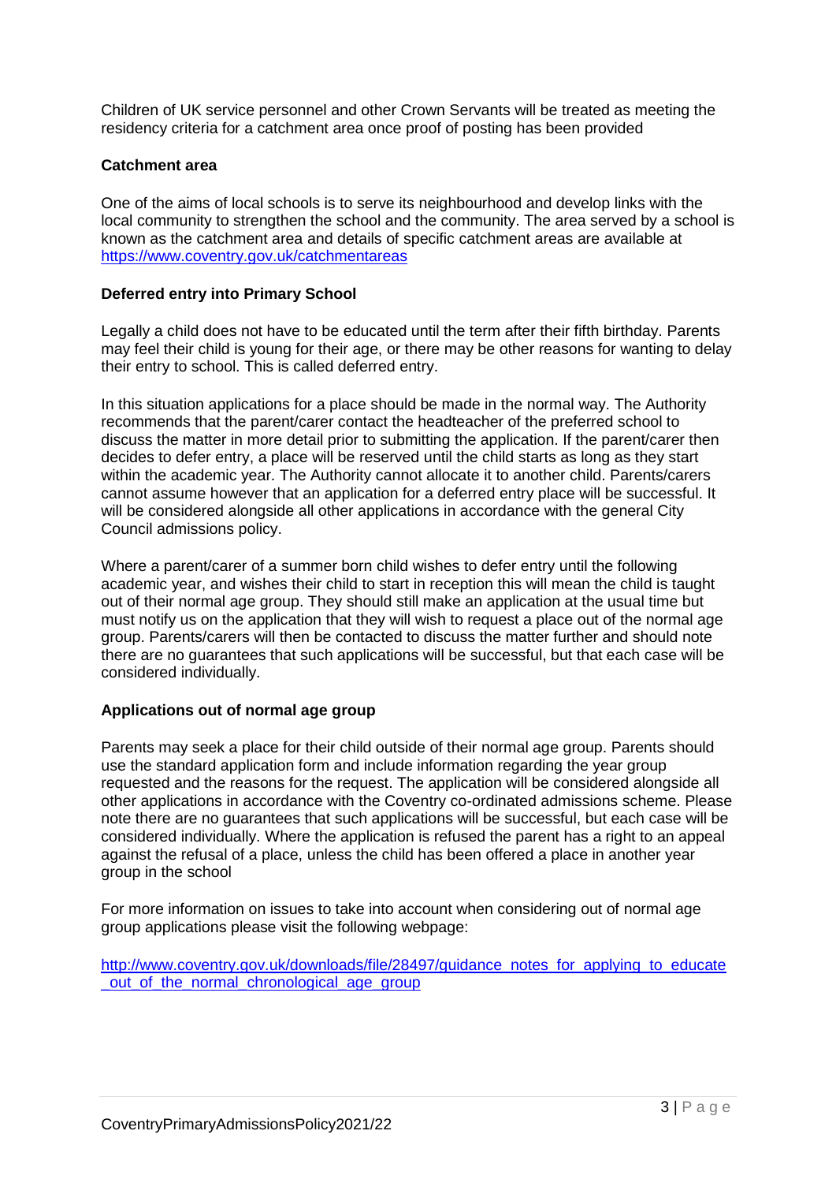Children of UK service personnel and other Crown Servants will be treated as meeting the residency criteria for a catchment area once proof of posting has been provided

**Catchment area**

One of the aims of local schools is to serve its neighbourhood and develop links with the local community to strengthen the school and the community. The area served by a school is known as the catchment area and details of specific catchment areas are available at https://www.coventry.gov.uk/catchmentareas

**Deferred entry into Primary School**

Legally a child does not have to be educated until the term after their fifth birthday. Parents may feel their child is young for their age, or there may be other reasons for wanting to delay their entry to school. This is called deferred entry.

In this situation applications for a place should be made in the normal way. The Authority recommends that the parent/carer contact the headteacher of the preferred school to discuss the matter in more detail prior to submitting the application. If the parent/carer then decides to defer entry, a place will be reserved until the child starts as long as they start within the academic year. The Authority cannot allocate it to another child. Parents/carers cannot assume however that an application for a deferred entry place will be successful. It will be considered alongside all other applications in accordance with the general City Council admissions policy.

Where a parent/carer of a summer born child wishes to defer entry until the following academic year, and wishes their child to start in reception this will mean the child is taught out of their normal age group. They should still make an application at the usual time but must notify us on the application that they will wish to request a place out of the normal age group. Parents/carers will then be contacted to discuss the matter further and should note there are no guarantees that such applications will be successful, but that each case will be considered individually.

**Applications out of normal age group**

Parents may seek a place for their child outside of their normal age group. Parents should use the standard application form and include information regarding the year group requested and the reasons for the request. The application will be considered alongside all other applications in accordance with the Coventry co-ordinated admissions scheme. Please note there are no guarantees that such applications will be successful, but each case will be considered individually. Where the application is refused the parent has a right to an appeal against the refusal of a place, unless the child has been offered a place in another year group in the school

For more information on issues to take into account when considering out of normal age group applications please visit the following webpage:

http://www.coventry.gov.uk/downloads/file/28497/guidance_notes_for_applying_to_educate_out_of_the_normal_chronological_age_group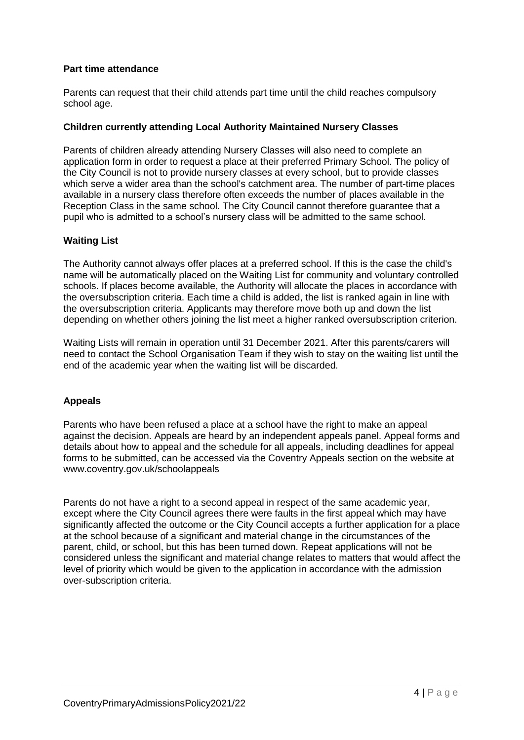### Part time attendance

Parents can request that their child attends part time until the child reaches compulsory school age.

### Children currently attending Local Authority Maintained Nursery Classes

Parents of children already attending Nursery Classes will also need to complete an application form in order to request a place at their preferred Primary School. The policy of the City Council is not to provide nursery classes at every school, but to provide classes which serve a wider area than the school's catchment area. The number of part-time places available in a nursery class therefore often exceeds the number of places available in the Reception Class in the same school. The City Council cannot therefore guarantee that a pupil who is admitted to a school's nursery class will be admitted to the same school.

### Waiting List

The Authority cannot always offer places at a preferred school. If this is the case the child's name will be automatically placed on the Waiting List for community and voluntary controlled schools. If places become available, the Authority will allocate the places in accordance with the oversubscription criteria. Each time a child is added, the list is ranked again in line with the oversubscription criteria. Applicants may therefore move both up and down the list depending on whether others joining the list meet a higher ranked oversubscription criterion.

Waiting Lists will remain in operation until 31 December 2021. After this parents/carers will need to contact the School Organisation Team if they wish to stay on the waiting list until the end of the academic year when the waiting list will be discarded.

### Appeals

Parents who have been refused a place at a school have the right to make an appeal against the decision. Appeals are heard by an independent appeals panel. Appeal forms and details about how to appeal and the schedule for all appeals, including deadlines for appeal forms to be submitted, can be accessed via the Coventry Appeals section on the website at www.coventry.gov.uk/schoolappeals

Parents do not have a right to a second appeal in respect of the same academic year, except where the City Council agrees there were faults in the first appeal which may have significantly affected the outcome or the City Council accepts a further application for a place at the school because of a significant and material change in the circumstances of the parent, child, or school, but this has been turned down. Repeat applications will not be considered unless the significant and material change relates to matters that would affect the level of priority which would be given to the application in accordance with the admission over-subscription criteria.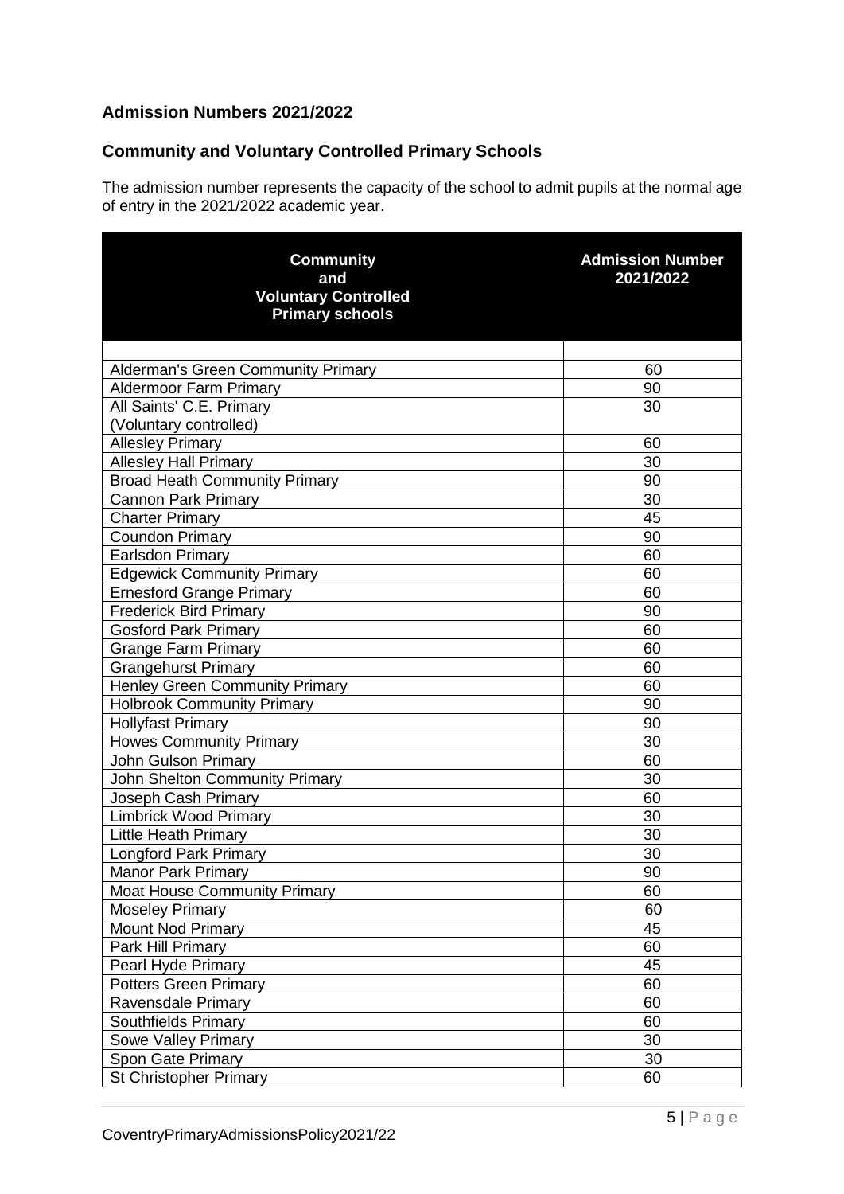## Admission Numbers 2021/2022

## Community and Voluntary Controlled Primary Schools

The admission number represents the capacity of the school to admit pupils at the normal age of entry in the 2021/2022 academic year.

| Community and Voluntary Controlled Primary schools | Admission Number 2021/2022 |
|---|---|
| | |
| Alderman's Green Community Primary | 60 |
| Aldermoor Farm Primary | 90 |
| All Saints' C.E. Primary (Voluntary controlled) | 30 |
| Allesley Primary | 60 |
| Allesley Hall Primary | 30 |
| Broad Heath Community Primary | 90 |
| Cannon Park Primary | 30 |
| Charter Primary | 45 |
| Coundon Primary | 90 |
| Earlsdon Primary | 60 |
| Edgewick Community Primary | 60 |
| Ernesford Grange Primary | 60 |
| Frederick Bird Primary | 90 |
| Gosford Park Primary | 60 |
| Grange Farm Primary | 60 |
| Grangehurst Primary | 60 |
| Henley Green Community Primary | 60 |
| Holbrook Community Primary | 90 |
| Hollyfast Primary | 90 |
| Howes Community Primary | 30 |
| John Gulson Primary | 60 |
| John Shelton Community Primary | 30 |
| Joseph Cash Primary | 60 |
| Limbrick Wood Primary | 30 |
| Little Heath Primary | 30 |
| Longford Park Primary | 30 |
| Manor Park Primary | 90 |
| Moat House Community Primary | 60 |
| Moseley Primary | 60 |
| Mount Nod Primary | 45 |
| Park Hill Primary | 60 |
| Pearl Hyde Primary | 45 |
| Potters Green Primary | 60 |
| Ravensdale Primary | 60 |
| Southfields Primary | 60 |
| Sowe Valley Primary | 30 |
| Spon Gate Primary | 30 |
| St Christopher Primary | 60 |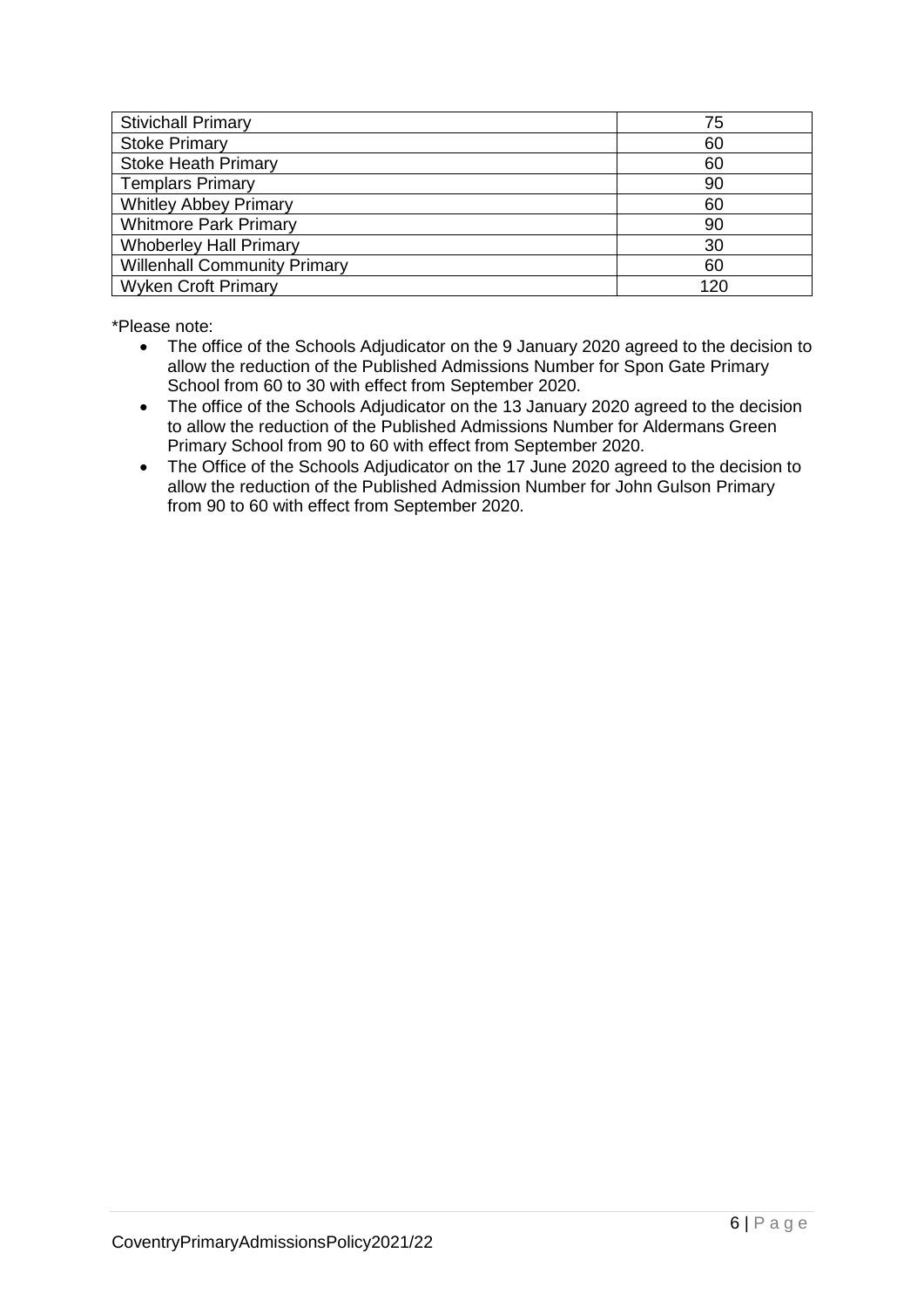| | |
|---|---|
| Stivichall Primary | 75 |
| Stoke Primary | 60 |
| Stoke Heath Primary | 60 |
| Templars Primary | 90 |
| Whitley Abbey Primary | 60 |
| Whitmore Park Primary | 90 |
| Whoberley Hall Primary | 30 |
| Willenhall Community Primary | 60 |
| Wyken Croft Primary | 120 |

*Please note:

- The office of the Schools Adjudicator on the 9 January 2020 agreed to the decision to allow the reduction of the Published Admissions Number for Spon Gate Primary School from 60 to 30 with effect from September 2020.
- The office of the Schools Adjudicator on the 13 January 2020 agreed to the decision to allow the reduction of the Published Admissions Number for Aldermans Green Primary School from 90 to 60 with effect from September 2020.
- The Office of the Schools Adjudicator on the 17 June 2020 agreed to the decision to allow the reduction of the Published Admission Number for John Gulson Primary from 90 to 60 with effect from September 2020.